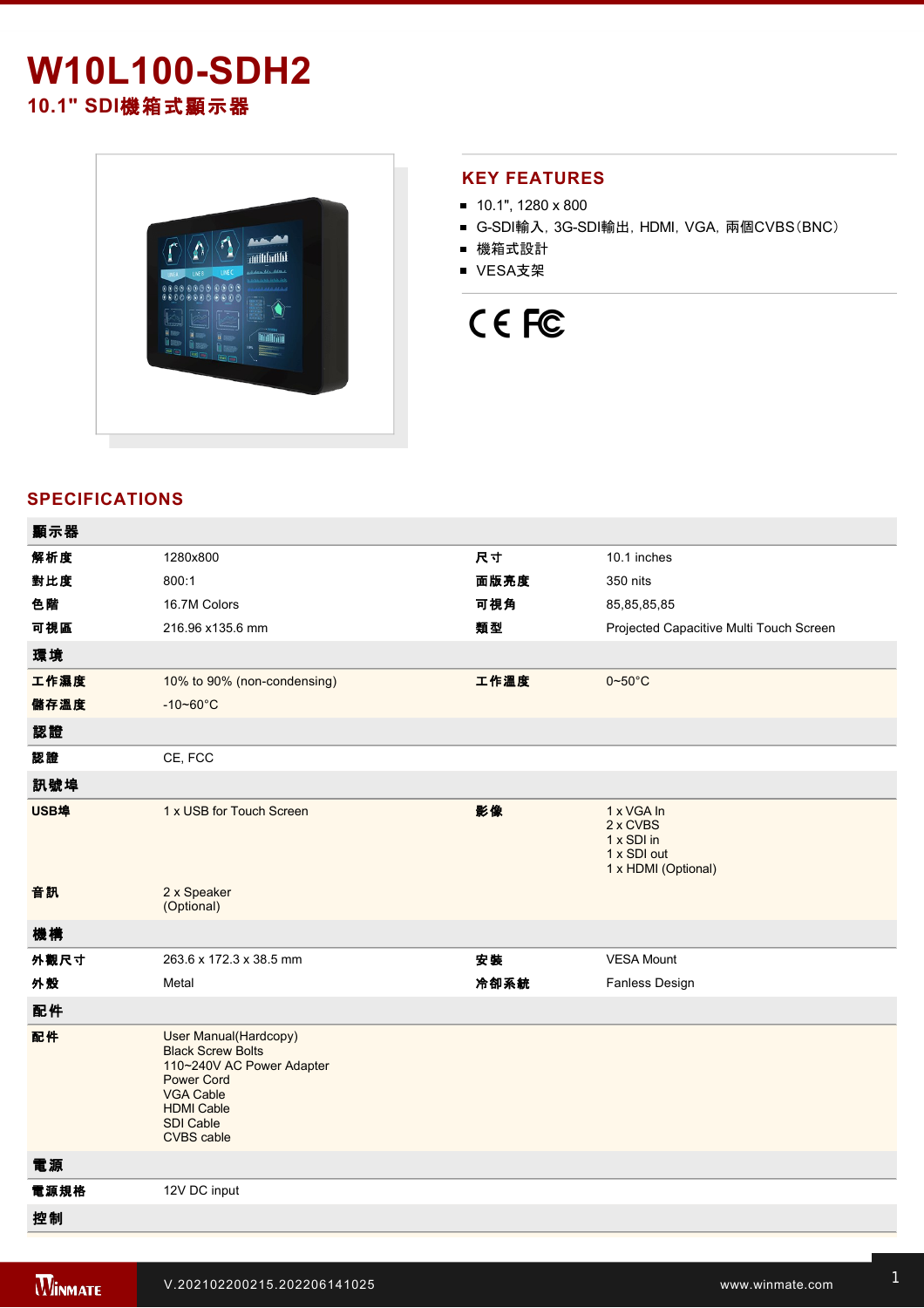# W10L100-SDH2

## 10.1" SDI機箱式顯示器

## KEY FEATURES

- 10.1", 1280 x 800
- G-SDI輸入, 3G-SDI輸出, HDMI, VGA, 兩個CVBS(BNC)
- 機箱式設計
- VESA支架

## SPECIFICATIONS

| 顯示器 | | | |
|---|---|---|---|
| 解析度 | 1280x800 | 尺寸 | 10.1 inches |
| 對比度 | 800:1 | 面版亮度 | 350 nits |
| 色階 | 16.7M Colors | 可視角 | 85,85,85,85 |
| 可視區 | 216.96 x135.6 mm | 類型 | Projected Capacitive Multi Touch Screen |
| **環境** | | | |
| 工作濕度 | 10% to 90% (non-condensing) | 工作溫度 | 0~50°C |
| 儲存溫度 | -10~60°C | | |
| **認證** | | | |
| 認證 | CE, FCC | | |
| **訊號埠** | | | |
| USB埠 | 1 x USB for Touch Screen | 影像 | 1 x VGA In<br>2 x CVBS<br>1 x SDI in<br>1 x SDI out<br>1 x HDMI (Optional) |
| 音訊 | 2 x Speaker<br>(Optional) | | |
| **機構** | | | |
| 外觀尺寸 | 263.6 x 172.3 x 38.5 mm | 安裝 | VESA Mount |
| 外殼 | Metal | 冷卻系統 | Fanless Design |
| **配件** | | | |
| 配件 | User Manual(Hardcopy)<br>Black Screw Bolts<br>110~240V AC Power Adapter<br>Power Cord<br>VGA Cable<br>HDMI Cable<br>SDI Cable<br>CVBS cable | | |
| **電源** | | | |
| 電源規格 | 12V DC input | | |
| **控制** | | | |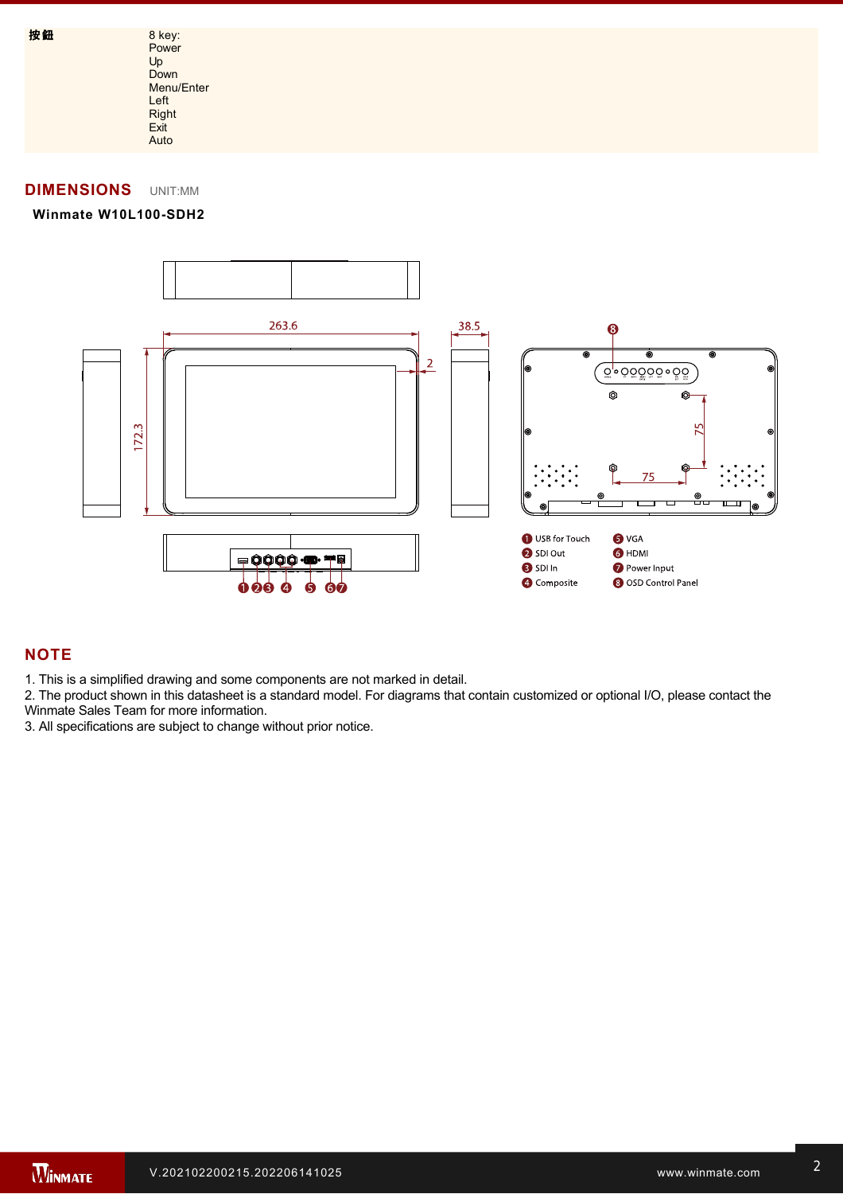| | |
|---|---|
| 按鈕 | 8 key:<br>Power<br>Up<br>Down<br>Menu/Enter<br>Left<br>Right<br>Exit<br>Auto |

## DIMENSIONS UNIT:MM

**Winmate W10L100-SDH2**

263.6

38.5

2

172.3

75

75

1 USB for Touch
2 SDI Out
3 SDI In
4 Composite
5 VGA
6 HDMI
7 Power Input
8 OSD Control Panel

## NOTE

1. This is a simplified drawing and some components are not marked in detail.
2. The product shown in this datasheet is a standard model. For diagrams that contain customized or optional I/O, please contact the Winmate Sales Team for more information.
3. All specifications are subject to change without prior notice.